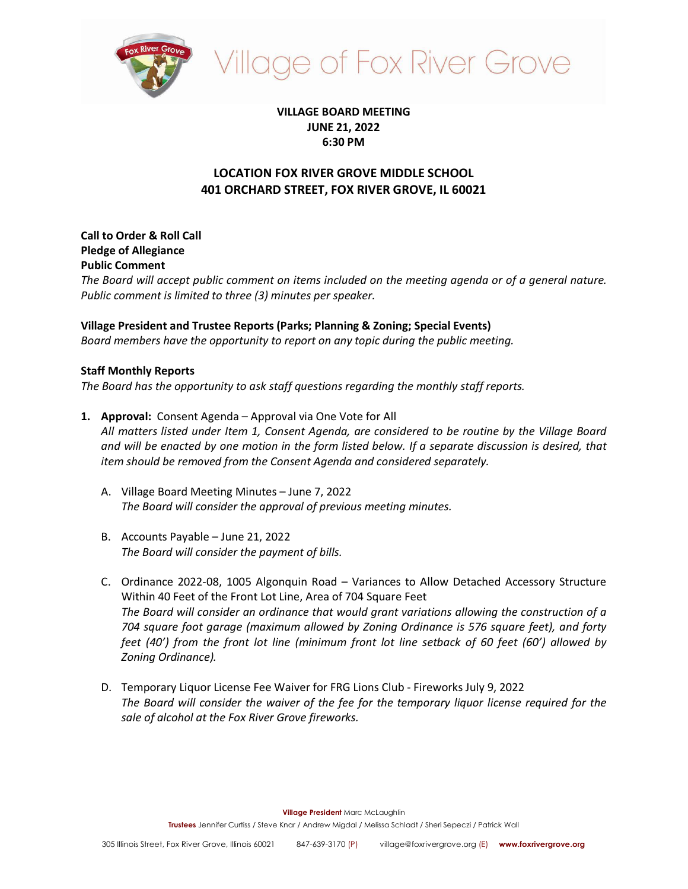# Village of Fox River Grove

**VILLAGE BOARD MEETING**
**JUNE 21, 2022**
**6:30 PM**

## LOCATION FOX RIVER GROVE MIDDLE SCHOOL
## 401 ORCHARD STREET, FOX RIVER GROVE, IL 60021

**Call to Order & Roll Call**
**Pledge of Allegiance**
**Public Comment**
*The Board will accept public comment on items included on the meeting agenda or of a general nature. Public comment is limited to three (3) minutes per speaker.*

**Village President and Trustee Reports (Parks; Planning & Zoning; Special Events)**
*Board members have the opportunity to report on any topic during the public meeting.*

**Staff Monthly Reports**
*The Board has the opportunity to ask staff questions regarding the monthly staff reports.*

1. **Approval:** Consent Agenda – Approval via One Vote for All
   *All matters listed under Item 1, Consent Agenda, are considered to be routine by the Village Board and will be enacted by one motion in the form listed below. If a separate discussion is desired, that item should be removed from the Consent Agenda and considered separately.*

   A. Village Board Meeting Minutes – June 7, 2022
   *The Board will consider the approval of previous meeting minutes.*

   B. Accounts Payable – June 21, 2022
   *The Board will consider the payment of bills.*

   C. Ordinance 2022-08, 1005 Algonquin Road – Variances to Allow Detached Accessory Structure Within 40 Feet of the Front Lot Line, Area of 704 Square Feet
   *The Board will consider an ordinance that would grant variations allowing the construction of a 704 square foot garage (maximum allowed by Zoning Ordinance is 576 square feet), and forty feet (40') from the front lot line (minimum front lot line setback of 60 feet (60') allowed by Zoning Ordinance).*

   D. Temporary Liquor License Fee Waiver for FRG Lions Club - Fireworks July 9, 2022
   *The Board will consider the waiver of the fee for the temporary liquor license required for the sale of alcohol at the Fox River Grove fireworks.*

**Village President** Marc McLaughlin
**Trustees** Jennifer Curtiss / Steve Knar / Andrew Migdal / Melissa Schladt / Sheri Sepeczi / Patrick Wall

305 Illinois Street, Fox River Grove, Illinois 60021 847-639-3170 (P) village@foxrivergrove.org (E) **www.foxrivergrove.org**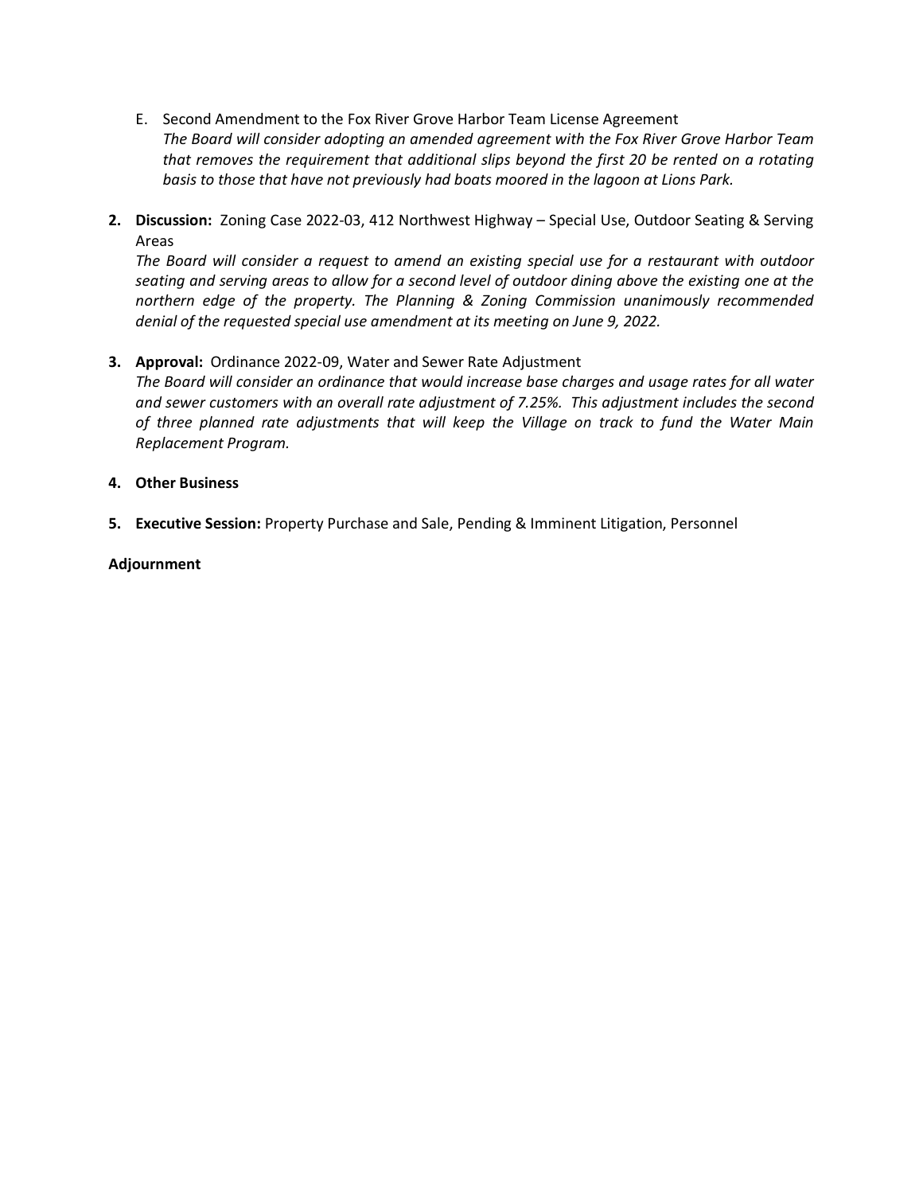E. Second Amendment to the Fox River Grove Harbor Team License Agreement
   *The Board will consider adopting an amended agreement with the Fox River Grove Harbor Team that removes the requirement that additional slips beyond the first 20 be rented on a rotating basis to those that have not previously had boats moored in the lagoon at Lions Park.*

**2. Discussion:** Zoning Case 2022-03, 412 Northwest Highway – Special Use, Outdoor Seating & Serving Areas
*The Board will consider a request to amend an existing special use for a restaurant with outdoor seating and serving areas to allow for a second level of outdoor dining above the existing one at the northern edge of the property. The Planning & Zoning Commission unanimously recommended denial of the requested special use amendment at its meeting on June 9, 2022.*

**3. Approval:** Ordinance 2022-09, Water and Sewer Rate Adjustment
*The Board will consider an ordinance that would increase base charges and usage rates for all water and sewer customers with an overall rate adjustment of 7.25%. This adjustment includes the second of three planned rate adjustments that will keep the Village on track to fund the Water Main Replacement Program.*

**4. Other Business**

**5. Executive Session:** Property Purchase and Sale, Pending & Imminent Litigation, Personnel

**Adjournment**